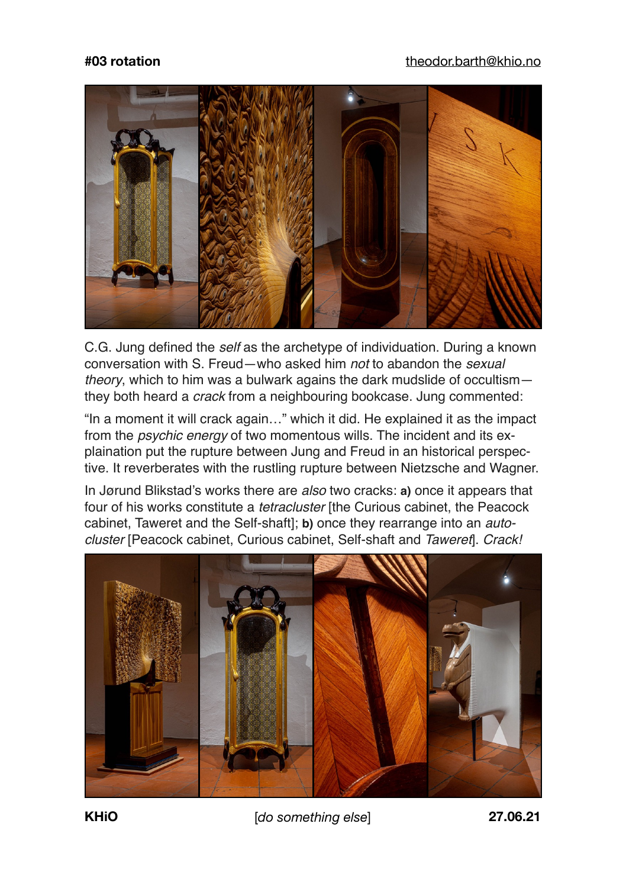**#03 rotation** theodor.barth@khio.no

C.G. Jung defined the *self* as the archetype of individuation. During a known conversation with S. Freud—who asked him *not* to abandon the *sexual theory*, which to him was a bulwark agains the dark mudslide of occultism—they both heard a *crack* from a neighbouring bookcase. Jung commented:

"In a moment it will crack again…" which it did. He explained it as the impact from the *psychic energy* of two momentous wills. The incident and its explaination put the rupture between Jung and Freud in an historical perspective. It reverberates with the rustling rupture between Nietzsche and Wagner.

In Jørund Blikstad's works there are *also* two cracks: **a)** once it appears that four of his works constitute a *tetracluster* [the Curious cabinet, the Peacock cabinet, Taweret and the Self-shaft]; **b)** once they rearrange into an *auto-cluster* [Peacock cabinet, Curious cabinet, Self-shaft and *Taweret*]. *Crack!*

**KHiO** [*do something else*] **27.06.21**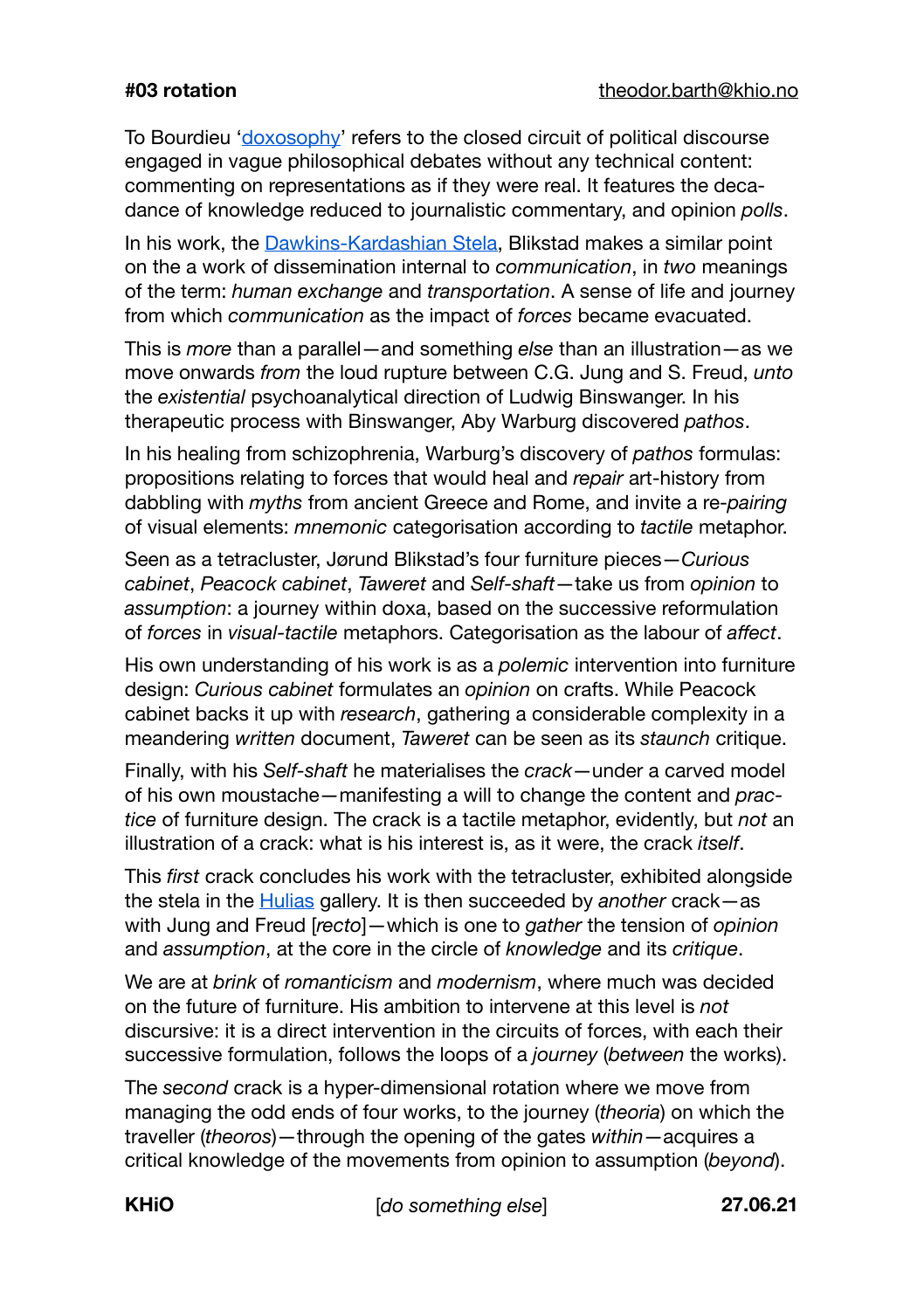To Bourdieu '[doxosophy](#)' refers to the closed circuit of political discourse engaged in vague philosophical debates without any technical content: commenting on representations as if they were real. It features the decadance of knowledge reduced to journalistic commentary, and opinion *polls*.

In his work, the [Dawkins-Kardashian Stela](#), Blikstad makes a similar point on the a work of dissemination internal to *communication*, in *two* meanings of the term: *human exchange* and *transportation*. A sense of life and journey from which *communication* as the impact of *forces* became evacuated.

This is *more* than a parallel—and something *else* than an illustration—as we move onwards *from* the loud rupture between C.G. Jung and S. Freud, *unto* the *existential* psychoanalytical direction of Ludwig Binswanger. In his therapeutic process with Binswanger, Aby Warburg discovered *pathos*.

In his healing from schizophrenia, Warburg's discovery of *pathos* formulas: propositions relating to forces that would heal and *repair* art-history from dabbling with *myths* from ancient Greece and Rome, and invite a re-*pairing* of visual elements: *mnemonic* categorisation according to *tactile* metaphor.

Seen as a tetracluster, Jørund Blikstad's four furniture pieces—*Curious cabinet*, *Peacock cabinet*, *Taweret* and *Self-shaft*—take us from *opinion* to *assumption*: a journey within doxa, based on the successive reformulation of *forces* in *visual-tactile* metaphors. Categorisation as the labour of *affect*.

His own understanding of his work is as a *polemic* intervention into furniture design: *Curious cabinet* formulates an *opinion* on crafts. While Peacock cabinet backs it up with *research*, gathering a considerable complexity in a meandering *written* document, *Taweret* can be seen as its *staunch* critique.

Finally, with his *Self-shaft* he materialises the *crack*—under a carved model of his own moustache—manifesting a will to change the content and *practice* of furniture design. The crack is a tactile metaphor, evidently, but *not* an illustration of a crack: what is his interest is, as it were, the crack *itself*.

This *first* crack concludes his work with the tetracluster, exhibited alongside the stela in the [Hulias](#) gallery. It is then succeeded by *another* crack—as with Jung and Freud [*recto*]—which is one to *gather* the tension of *opinion* and *assumption*, at the core in the circle of *knowledge* and its *critique*.

We are at *brink* of *romanticism* and *modernism*, where much was decided on the future of furniture. His ambition to intervene at this level is *not* discursive: it is a direct intervention in the circuits of forces, with each their successive formulation, follows the loops of a *journey* (*between* the works).

The *second* crack is a hyper-dimensional rotation where we move from managing the odd ends of four works, to the journey (*theoria*) on which the traveller (*theoros*)—through the opening of the gates *within*—acquires a critical knowledge of the movements from opinion to assumption (*beyond*).